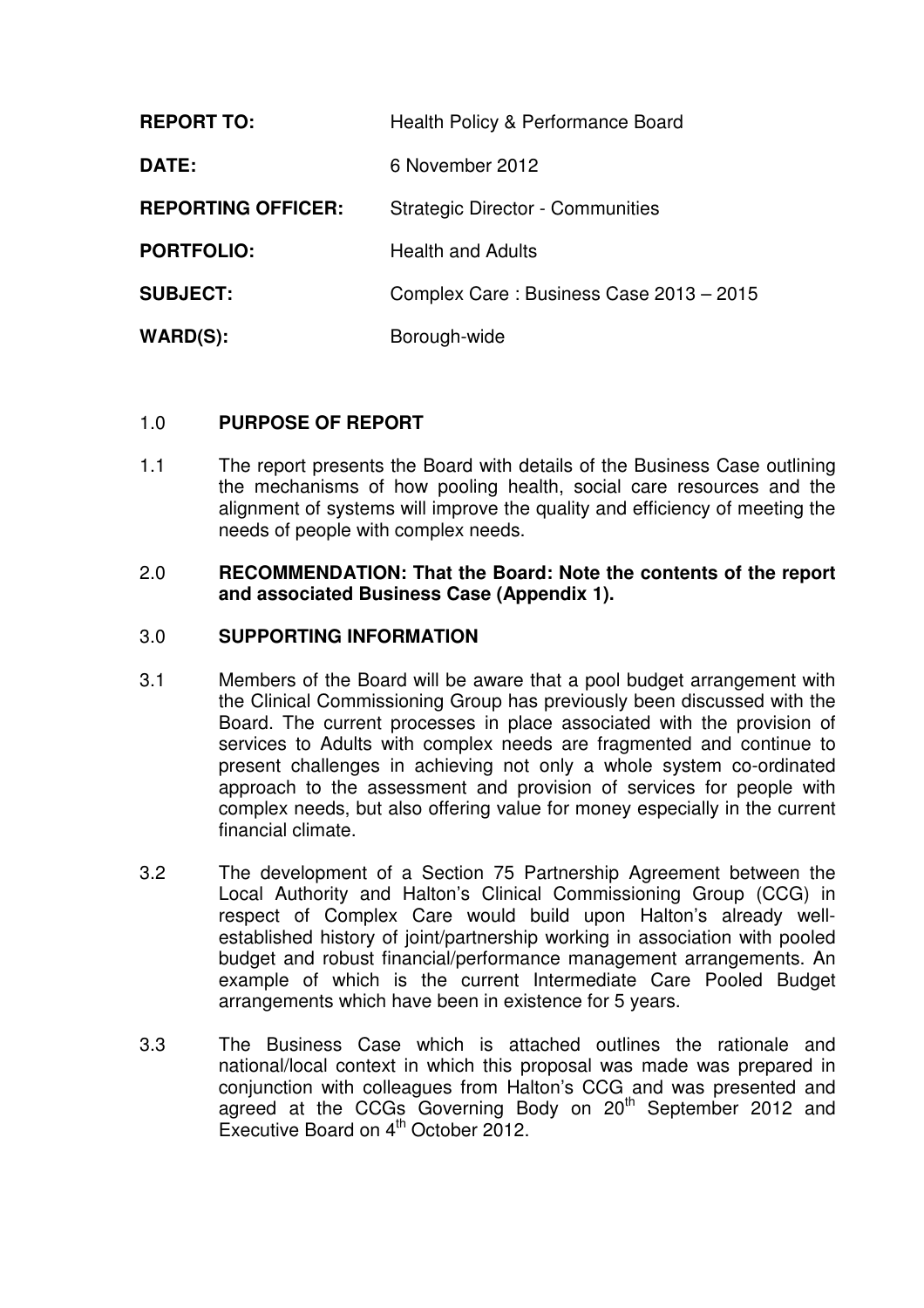| | |
|---|---|
| **REPORT TO:** | Health Policy & Performance Board |
| **DATE:** | 6 November 2012 |
| **REPORTING OFFICER:** | Strategic Director - Communities |
| **PORTFOLIO:** | Health and Adults |
| **SUBJECT:** | Complex Care : Business Case 2013 – 2015 |
| **WARD(S):** | Borough-wide |

## 1.0 **PURPOSE OF REPORT**

1.1 The report presents the Board with details of the Business Case outlining the mechanisms of how pooling health, social care resources and the alignment of systems will improve the quality and efficiency of meeting the needs of people with complex needs.

## 2.0 **RECOMMENDATION: That the Board: Note the contents of the report and associated Business Case (Appendix 1).**

## 3.0 **SUPPORTING INFORMATION**

3.1 Members of the Board will be aware that a pool budget arrangement with the Clinical Commissioning Group has previously been discussed with the Board. The current processes in place associated with the provision of services to Adults with complex needs are fragmented and continue to present challenges in achieving not only a whole system co-ordinated approach to the assessment and provision of services for people with complex needs, but also offering value for money especially in the current financial climate.

3.2 The development of a Section 75 Partnership Agreement between the Local Authority and Halton's Clinical Commissioning Group (CCG) in respect of Complex Care would build upon Halton's already well-established history of joint/partnership working in association with pooled budget and robust financial/performance management arrangements. An example of which is the current Intermediate Care Pooled Budget arrangements which have been in existence for 5 years.

3.3 The Business Case which is attached outlines the rationale and national/local context in which this proposal was made was prepared in conjunction with colleagues from Halton's CCG and was presented and agreed at the CCGs Governing Body on 20th September 2012 and Executive Board on 4th October 2012.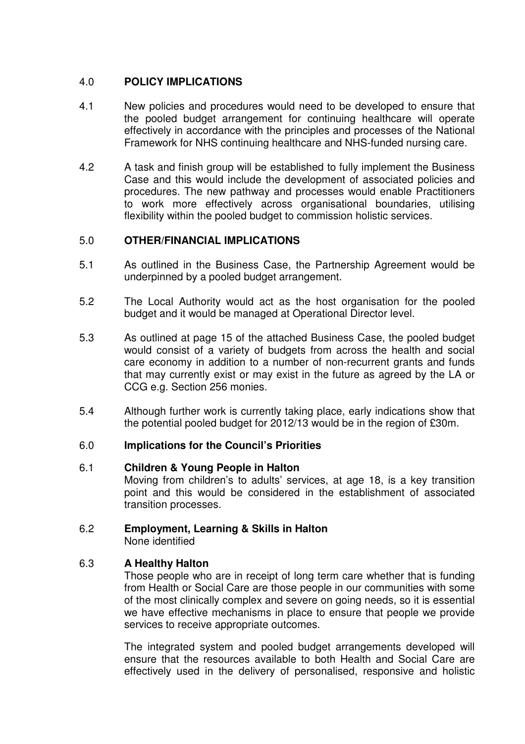## 4.0 POLICY IMPLICATIONS

4.1 New policies and procedures would need to be developed to ensure that the pooled budget arrangement for continuing healthcare will operate effectively in accordance with the principles and processes of the National Framework for NHS continuing healthcare and NHS-funded nursing care.

4.2 A task and finish group will be established to fully implement the Business Case and this would include the development of associated policies and procedures. The new pathway and processes would enable Practitioners to work more effectively across organisational boundaries, utilising flexibility within the pooled budget to commission holistic services.

## 5.0 OTHER/FINANCIAL IMPLICATIONS

5.1 As outlined in the Business Case, the Partnership Agreement would be underpinned by a pooled budget arrangement.

5.2 The Local Authority would act as the host organisation for the pooled budget and it would be managed at Operational Director level.

5.3 As outlined at page 15 of the attached Business Case, the pooled budget would consist of a variety of budgets from across the health and social care economy in addition to a number of non-recurrent grants and funds that may currently exist or may exist in the future as agreed by the LA or CCG e.g. Section 256 monies.

5.4 Although further work is currently taking place, early indications show that the potential pooled budget for 2012/13 would be in the region of £30m.

## 6.0 Implications for the Council's Priorities

### 6.1 Children & Young People in Halton

Moving from children's to adults' services, at age 18, is a key transition point and this would be considered in the establishment of associated transition processes.

### 6.2 Employment, Learning & Skills in Halton

None identified

### 6.3 A Healthy Halton

Those people who are in receipt of long term care whether that is funding from Health or Social Care are those people in our communities with some of the most clinically complex and severe on going needs, so it is essential we have effective mechanisms in place to ensure that people we provide services to receive appropriate outcomes.

The integrated system and pooled budget arrangements developed will ensure that the resources available to both Health and Social Care are effectively used in the delivery of personalised, responsive and holistic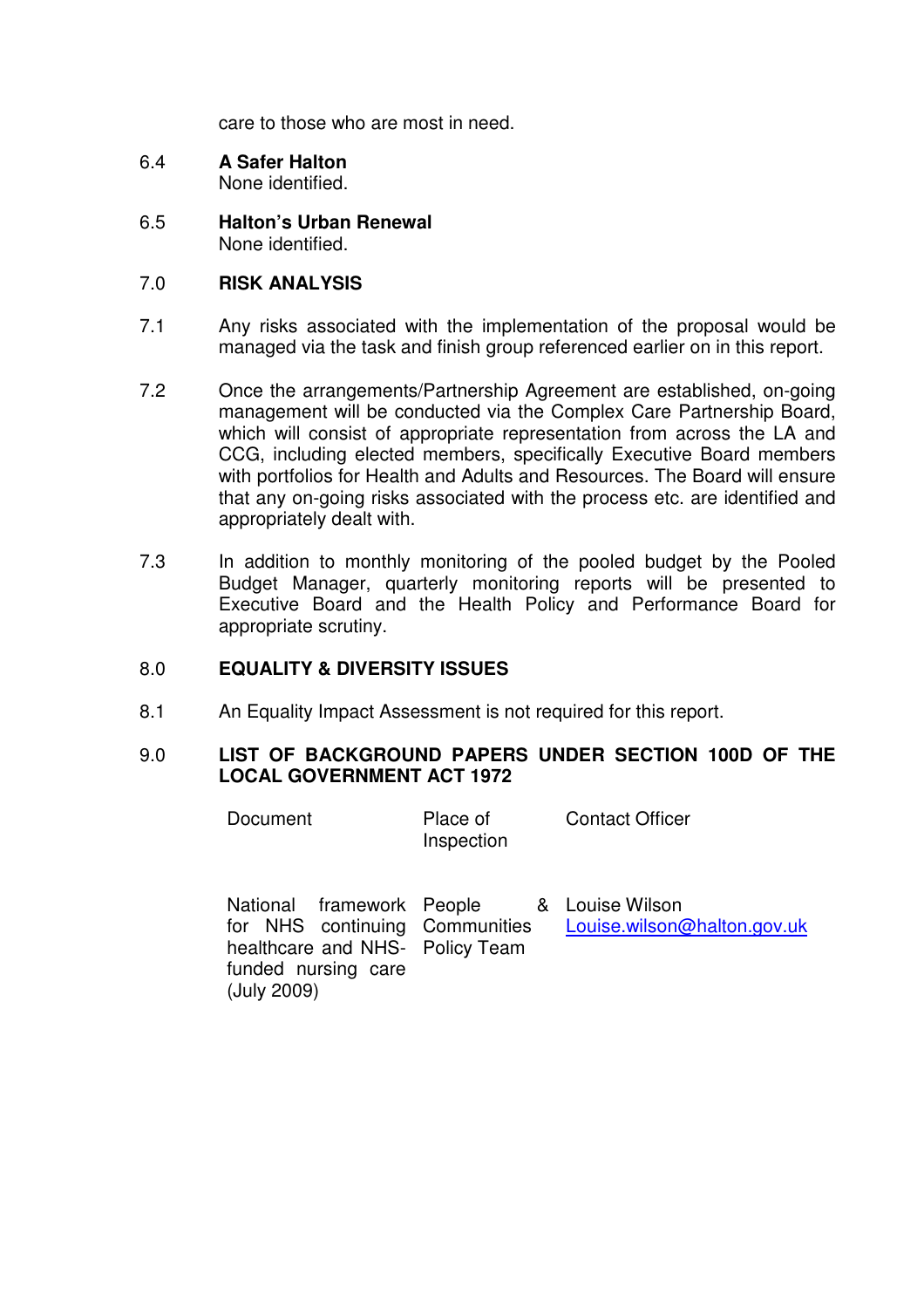care to those who are most in need.

6.4 **A Safer Halton**
None identified.

6.5 **Halton's Urban Renewal**
None identified.

## 7.0 RISK ANALYSIS

7.1 Any risks associated with the implementation of the proposal would be managed via the task and finish group referenced earlier on in this report.

7.2 Once the arrangements/Partnership Agreement are established, on-going management will be conducted via the Complex Care Partnership Board, which will consist of appropriate representation from across the LA and CCG, including elected members, specifically Executive Board members with portfolios for Health and Adults and Resources. The Board will ensure that any on-going risks associated with the process etc. are identified and appropriately dealt with.

7.3 In addition to monthly monitoring of the pooled budget by the Pooled Budget Manager, quarterly monitoring reports will be presented to Executive Board and the Health Policy and Performance Board for appropriate scrutiny.

## 8.0 EQUALITY & DIVERSITY ISSUES

8.1 An Equality Impact Assessment is not required for this report.

## 9.0 LIST OF BACKGROUND PAPERS UNDER SECTION 100D OF THE LOCAL GOVERNMENT ACT 1972

| Document | Place of Inspection | Contact Officer |
|---|---|---|
| National framework for NHS continuing healthcare and NHS-funded nursing care (July 2009) | People & Communities Policy Team | Louise Wilson Louise.wilson@halton.gov.uk |